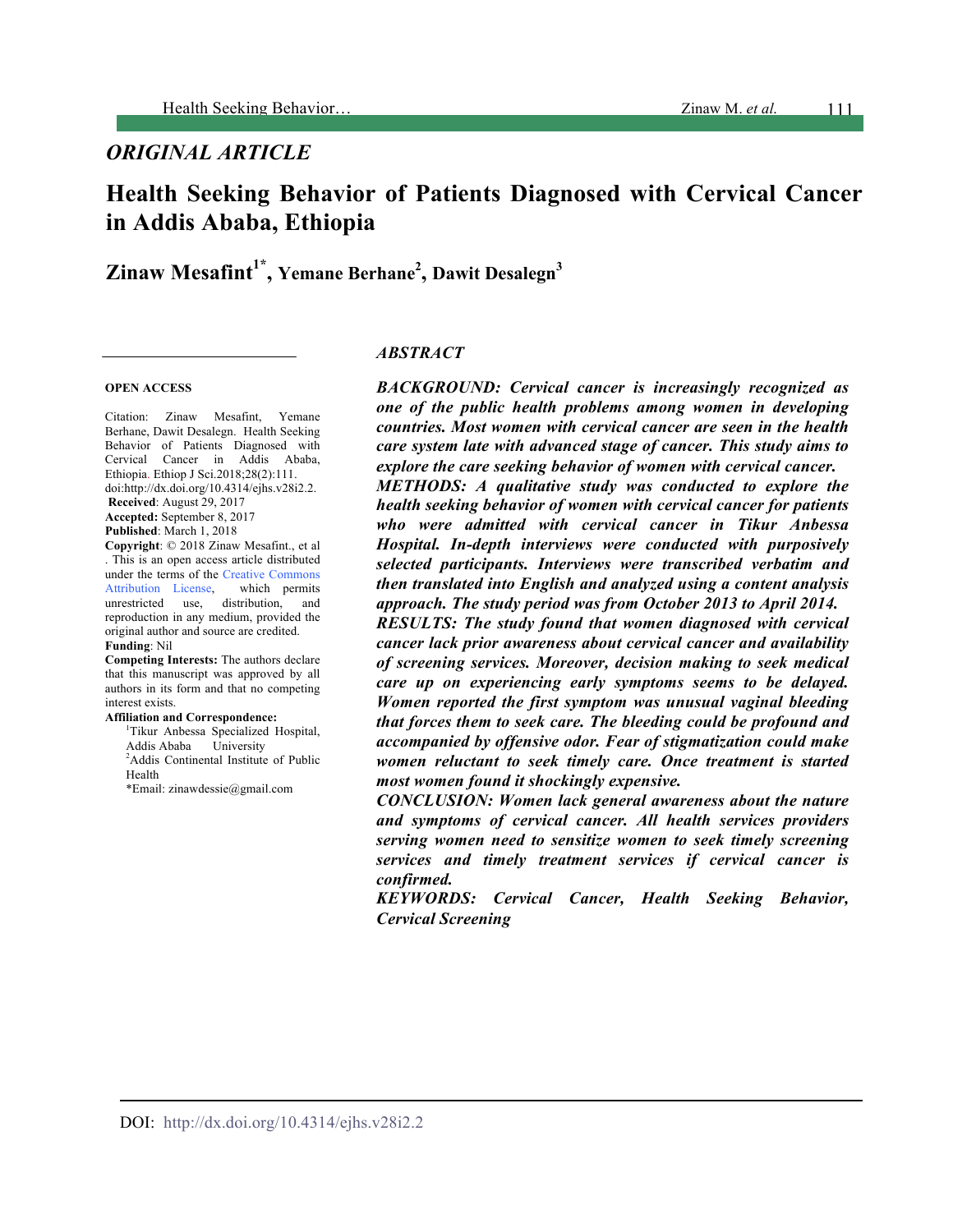## ORIGINAL ARTICLE

# Health Seeking Behavior of Patients Diagnosed with Cervical Cancer in Addis Ababa, Ethiopia

**Zinaw Mesafint[1*], Yemane Berhane[2], Dawit Desalegn[3]**

**OPEN ACCESS**

Citation: Zinaw Mesafint, Yemane Berhane, Dawit Desalegn. Health Seeking Behavior of Patients Diagnosed with Cervical Cancer in Addis Ababa, Ethiopia. Ethiop J Sci.2018;28(2):111. doi:http://dx.doi.org/10.4314/ejhs.v28i2.2.

**Received**: August 29, 2017

**Accepted:** September 8, 2017

**Published**: March 1, 2018

**Copyright**: © 2018 Zinaw Mesafint., et al . This is an open access article distributed under the terms of the Creative Commons Attribution License, which permits unrestricted use, distribution, and reproduction in any medium, provided the original author and source are credited.

**Funding**: Nil

**Competing Interests:** The authors declare that this manuscript was approved by all authors in its form and that no competing interest exists.

**Affiliation and Correspondence:**

[1]Tikur Anbessa Specialized Hospital, Addis Ababa University

[2]Addis Continental Institute of Public Health

*Email: zinawdessie@gmail.com

## *ABSTRACT*

***BACKGROUND:** Cervical cancer is increasingly recognized as one of the public health problems among women in developing countries. Most women with cervical cancer are seen in the health care system late with advanced stage of cancer. This study aims to explore the care seeking behavior of women with cervical cancer.*

***METHODS:** A qualitative study was conducted to explore the health seeking behavior of women with cervical cancer for patients who were admitted with cervical cancer in Tikur Anbessa Hospital. In-depth interviews were conducted with purposively selected participants. Interviews were transcribed verbatim and then translated into English and analyzed using a content analysis approach. The study period was from October 2013 to April 2014.*

***RESULTS:** The study found that women diagnosed with cervical cancer lack prior awareness about cervical cancer and availability of screening services. Moreover, decision making to seek medical care up on experiencing early symptoms seems to be delayed. Women reported the first symptom was unusual vaginal bleeding that forces them to seek care. The bleeding could be profound and accompanied by offensive odor. Fear of stigmatization could make women reluctant to seek timely care. Once treatment is started most women found it shockingly expensive.*

***CONCLUSION:** Women lack general awareness about the nature and symptoms of cervical cancer. All health services providers serving women need to sensitize women to seek timely screening services and timely treatment services if cervical cancer is confirmed.*

***KEYWORDS:** Cervical Cancer, Health Seeking Behavior, Cervical Screening*

DOI: http://dx.doi.org/10.4314/ejhs.v28i2.2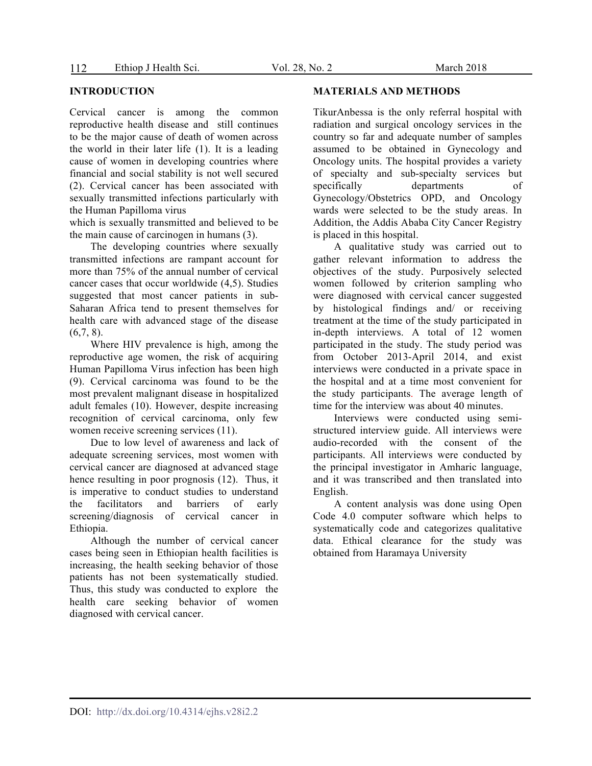## INTRODUCTION

Cervical cancer is among the common reproductive health disease and still continues to be the major cause of death of women across the world in their later life (1). It is a leading cause of women in developing countries where financial and social stability is not well secured (2). Cervical cancer has been associated with sexually transmitted infections particularly with the Human Papilloma virus which is sexually transmitted and believed to be the main cause of carcinogen in humans (3).

The developing countries where sexually transmitted infections are rampant account for more than 75% of the annual number of cervical cancer cases that occur worldwide (4,5). Studies suggested that most cancer patients in sub-Saharan Africa tend to present themselves for health care with advanced stage of the disease (6,7, 8).

Where HIV prevalence is high, among the reproductive age women, the risk of acquiring Human Papilloma Virus infection has been high (9). Cervical carcinoma was found to be the most prevalent malignant disease in hospitalized adult females (10). However, despite increasing recognition of cervical carcinoma, only few women receive screening services (11).

Due to low level of awareness and lack of adequate screening services, most women with cervical cancer are diagnosed at advanced stage hence resulting in poor prognosis (12). Thus, it is imperative to conduct studies to understand the facilitators and barriers of early screening/diagnosis of cervical cancer in Ethiopia.

Although the number of cervical cancer cases being seen in Ethiopian health facilities is increasing, the health seeking behavior of those patients has not been systematically studied. Thus, this study was conducted to explore the health care seeking behavior of women diagnosed with cervical cancer.

## MATERIALS AND METHODS

TikurAnbessa is the only referral hospital with radiation and surgical oncology services in the country so far and adequate number of samples assumed to be obtained in Gynecology and Oncology units. The hospital provides a variety of specialty and sub-specialty services but specifically departments of Gynecology/Obstetrics OPD, and Oncology wards were selected to be the study areas. In Addition, the Addis Ababa City Cancer Registry is placed in this hospital.

A qualitative study was carried out to gather relevant information to address the objectives of the study. Purposively selected women followed by criterion sampling who were diagnosed with cervical cancer suggested by histological findings and/ or receiving treatment at the time of the study participated in in-depth interviews. A total of 12 women participated in the study. The study period was from October 2013-April 2014, and exist interviews were conducted in a private space in the hospital and at a time most convenient for the study participants. The average length of time for the interview was about 40 minutes.

Interviews were conducted using semi-structured interview guide. All interviews were audio-recorded with the consent of the participants. All interviews were conducted by the principal investigator in Amharic language, and it was transcribed and then translated into English.

A content analysis was done using Open Code 4.0 computer software which helps to systematically code and categorizes qualitative data. Ethical clearance for the study was obtained from Haramaya University

DOI: http://dx.doi.org/10.4314/ejhs.v28i2.2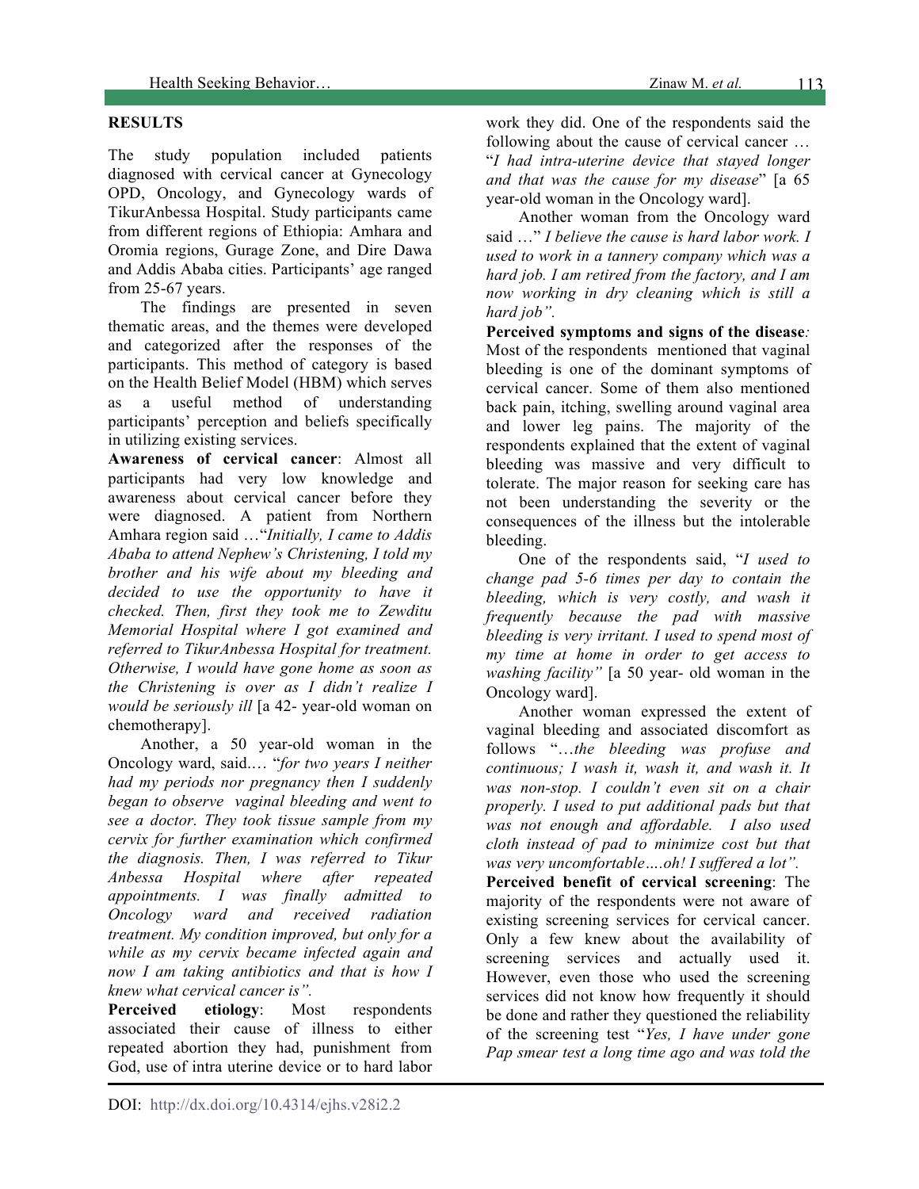## RESULTS

The study population included patients diagnosed with cervical cancer at Gynecology OPD, Oncology, and Gynecology wards of TikurAnbessa Hospital. Study participants came from different regions of Ethiopia: Amhara and Oromia regions, Gurage Zone, and Dire Dawa and Addis Ababa cities. Participants' age ranged from 25-67 years.

The findings are presented in seven thematic areas, and the themes were developed and categorized after the responses of the participants. This method of category is based on the Health Belief Model (HBM) which serves as a useful method of understanding participants' perception and beliefs specifically in utilizing existing services.

**Awareness of cervical cancer**: Almost all participants had very low knowledge and awareness about cervical cancer before they were diagnosed. A patient from Northern Amhara region said …"*Initially, I came to Addis Ababa to attend Nephew's Christening, I told my brother and his wife about my bleeding and decided to use the opportunity to have it checked. Then, first they took me to Zewditu Memorial Hospital where I got examined and referred to TikurAnbessa Hospital for treatment. Otherwise, I would have gone home as soon as the Christening is over as I didn't realize I would be seriously ill* [a 42- year-old woman on chemotherapy].

Another, a 50 year-old woman in the Oncology ward, said.… "*for two years I neither had my periods nor pregnancy then I suddenly began to observe vaginal bleeding and went to see a doctor. They took tissue sample from my cervix for further examination which confirmed the diagnosis. Then, I was referred to Tikur Anbessa Hospital where after repeated appointments. I was finally admitted to Oncology ward and received radiation treatment. My condition improved, but only for a while as my cervix became infected again and now I am taking antibiotics and that is how I knew what cervical cancer is".*

**Perceived etiology**: Most respondents associated their cause of illness to either repeated abortion they had, punishment from God, use of intra uterine device or to hard labor work they did. One of the respondents said the following about the cause of cervical cancer … "*I had intra-uterine device that stayed longer and that was the cause for my disease*" [a 65 year-old woman in the Oncology ward].

Another woman from the Oncology ward said …" *I believe the cause is hard labor work. I used to work in a tannery company which was a hard job. I am retired from the factory, and I am now working in dry cleaning which is still a hard job".*

**Perceived symptoms and signs of the disease***:* Most of the respondents mentioned that vaginal bleeding is one of the dominant symptoms of cervical cancer. Some of them also mentioned back pain, itching, swelling around vaginal area and lower leg pains. The majority of the respondents explained that the extent of vaginal bleeding was massive and very difficult to tolerate. The major reason for seeking care has not been understanding the severity or the consequences of the illness but the intolerable bleeding.

One of the respondents said, "*I used to change pad 5-6 times per day to contain the bleeding, which is very costly, and wash it frequently because the pad with massive bleeding is very irritant. I used to spend most of my time at home in order to get access to washing facility"* [a 50 year- old woman in the Oncology ward].

Another woman expressed the extent of vaginal bleeding and associated discomfort as follows "*…the bleeding was profuse and continuous; I wash it, wash it, and wash it. It was non-stop. I couldn't even sit on a chair properly. I used to put additional pads but that was not enough and affordable. I also used cloth instead of pad to minimize cost but that was very uncomfortable….oh! I suffered a lot".*

**Perceived benefit of cervical screening**: The majority of the respondents were not aware of existing screening services for cervical cancer. Only a few knew about the availability of screening services and actually used it. However, even those who used the screening services did not know how frequently it should be done and rather they questioned the reliability of the screening test "*Yes, I have under gone Pap smear test a long time ago and was told the*

DOI: http://dx.doi.org/10.4314/ejhs.v28i2.2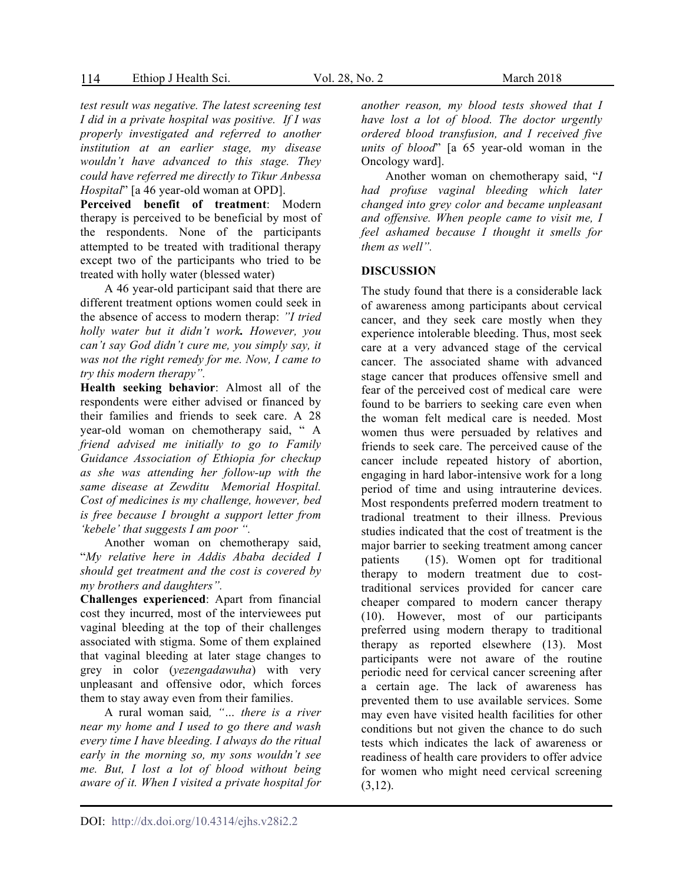*test result was negative. The latest screening test I did in a private hospital was positive. If I was properly investigated and referred to another institution at an earlier stage, my disease wouldn't have advanced to this stage. They could have referred me directly to Tikur Anbessa Hospital*" [a 46 year-old woman at OPD].

**Perceived benefit of treatment**: Modern therapy is perceived to be beneficial by most of the respondents. None of the participants attempted to be treated with traditional therapy except two of the participants who tried to be treated with holly water (blessed water)

A 46 year-old participant said that there are different treatment options women could seek in the absence of access to modern therap: *"I tried holly water but it didn't work. However, you can't say God didn't cure me, you simply say, it was not the right remedy for me. Now, I came to try this modern therapy".*

**Health seeking behavior**: Almost all of the respondents were either advised or financed by their families and friends to seek care. A 28 year-old woman on chemotherapy said, " *A friend advised me initially to go to Family Guidance Association of Ethiopia for checkup as she was attending her follow-up with the same disease at Zewditu Memorial Hospital. Cost of medicines is my challenge, however, bed is free because I brought a support letter from 'kebele' that suggests I am poor ".*

Another woman on chemotherapy said, "*My relative here in Addis Ababa decided I should get treatment and the cost is covered by my brothers and daughters".*

**Challenges experienced**: Apart from financial cost they incurred, most of the interviewees put vaginal bleeding at the top of their challenges associated with stigma. Some of them explained that vaginal bleeding at later stage changes to grey in color (*yezengadawuha*) with very unpleasant and offensive odor, which forces them to stay away even from their families.

A rural woman said*, "… there is a river near my home and I used to go there and wash every time I have bleeding. I always do the ritual early in the morning so, my sons wouldn't see me. But, I lost a lot of blood without being aware of it. When I visited a private hospital for another reason, my blood tests showed that I have lost a lot of blood. The doctor urgently ordered blood transfusion, and I received five units of blood*" [a 65 year-old woman in the Oncology ward].

Another woman on chemotherapy said, "*I had profuse vaginal bleeding which later changed into grey color and became unpleasant and offensive. When people came to visit me, I feel ashamed because I thought it smells for them as well".*

## DISCUSSION

The study found that there is a considerable lack of awareness among participants about cervical cancer, and they seek care mostly when they experience intolerable bleeding. Thus, most seek care at a very advanced stage of the cervical cancer. The associated shame with advanced stage cancer that produces offensive smell and fear of the perceived cost of medical care were found to be barriers to seeking care even when the woman felt medical care is needed. Most women thus were persuaded by relatives and friends to seek care. The perceived cause of the cancer include repeated history of abortion, engaging in hard labor-intensive work for a long period of time and using intrauterine devices. Most respondents preferred modern treatment to tradional treatment to their illness. Previous studies indicated that the cost of treatment is the major barrier to seeking treatment among cancer patients (15). Women opt for traditional therapy to modern treatment due to cost-traditional services provided for cancer care cheaper compared to modern cancer therapy (10). However, most of our participants preferred using modern therapy to traditional therapy as reported elsewhere (13). Most participants were not aware of the routine periodic need for cervical cancer screening after a certain age. The lack of awareness has prevented them to use available services. Some may even have visited health facilities for other conditions but not given the chance to do such tests which indicates the lack of awareness or readiness of health care providers to offer advice for women who might need cervical screening (3,12).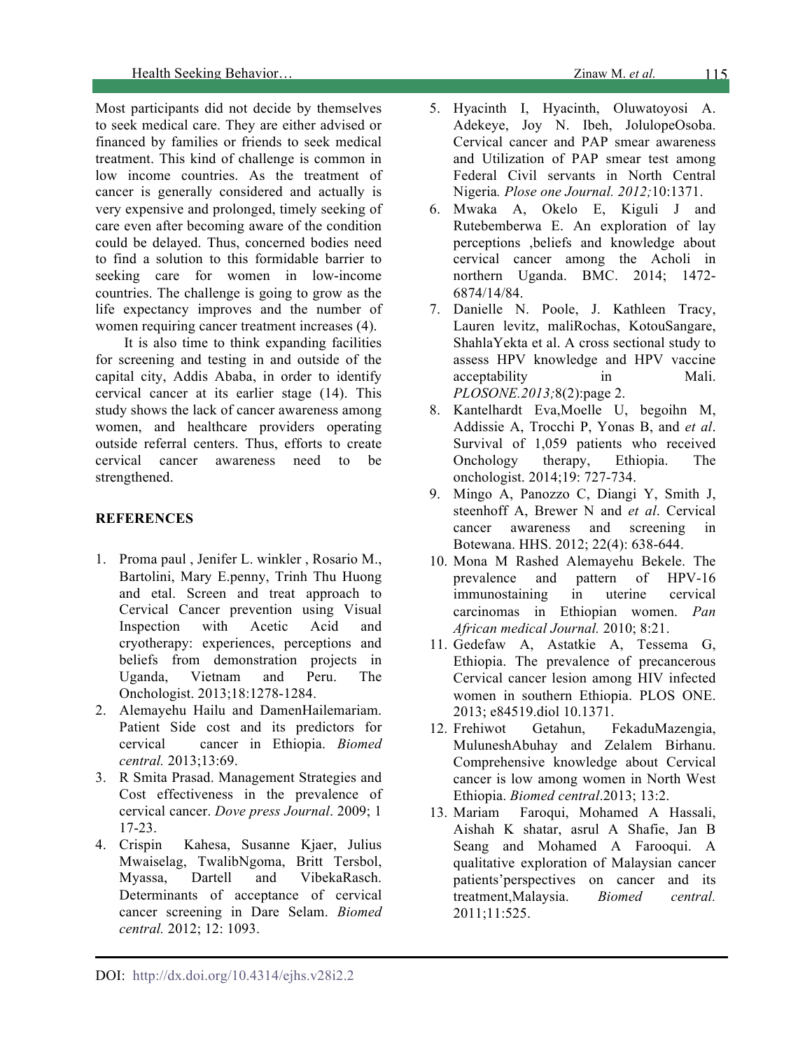Most participants did not decide by themselves to seek medical care. They are either advised or financed by families or friends to seek medical treatment. This kind of challenge is common in low income countries. As the treatment of cancer is generally considered and actually is very expensive and prolonged, timely seeking of care even after becoming aware of the condition could be delayed. Thus, concerned bodies need to find a solution to this formidable barrier to seeking care for women in low-income countries. The challenge is going to grow as the life expectancy improves and the number of women requiring cancer treatment increases (4).

It is also time to think expanding facilities for screening and testing in and outside of the capital city, Addis Ababa, in order to identify cervical cancer at its earlier stage (14). This study shows the lack of cancer awareness among women, and healthcare providers operating outside referral centers. Thus, efforts to create cervical cancer awareness need to be strengthened.

**REFERENCES**

1. Proma paul , Jenifer L. winkler , Rosario M., Bartolini, Mary E.penny, Trinh Thu Huong and etal. Screen and treat approach to Cervical Cancer prevention using Visual Inspection with Acetic Acid and cryotherapy: experiences, perceptions and beliefs from demonstration projects in Uganda, Vietnam and Peru. The Onchologist. 2013;18:1278-1284.
2. Alemayehu Hailu and DamenHailemariam. Patient Side cost and its predictors for cervical cancer in Ethiopia. *Biomed central.* 2013;13:69.
3. R Smita Prasad. Management Strategies and Cost effectiveness in the prevalence of cervical cancer. *Dove press Journal*. 2009; 1 17-23.
4. Crispin Kahesa, Susanne Kjaer, Julius Mwaiselag, TwalibNgoma, Britt Tersbol, Myassa, Dartell and VibekaRasch. Determinants of acceptance of cervical cancer screening in Dare Selam. *Biomed central.* 2012; 12: 1093.
5. Hyacinth I, Hyacinth, Oluwatoyosi A. Adekeye, Joy N. Ibeh, JolulopeOsoba. Cervical cancer and PAP smear awareness and Utilization of PAP smear test among Federal Civil servants in North Central Nigeria*. Plose one Journal. 2012;*10:1371.
6. Mwaka A, Okelo E, Kiguli J and Rutebemberwa E. An exploration of lay perceptions ,beliefs and knowledge about cervical cancer among the Acholi in northern Uganda. BMC. 2014; 1472-6874/14/84.
7. Danielle N. Poole, J. Kathleen Tracy, Lauren levitz, maliRochas, KotouSangare, ShahlaYekta et al. A cross sectional study to assess HPV knowledge and HPV vaccine acceptability in Mali. *PLOSONE.2013;*8(2):page 2.
8. Kantelhardt Eva,Moelle U, begoihn M, Addissie A, Trocchi P, Yonas B, and *et al*. Survival of 1,059 patients who received Onchology therapy, Ethiopia. The onchologist. 2014;19: 727-734.
9. Mingo A, Panozzo C, Diangi Y, Smith J, steenhoff A, Brewer N and *et al*. Cervical cancer awareness and screening in Botewana. HHS. 2012; 22(4): 638-644.
10. Mona M Rashed Alemayehu Bekele. The prevalence and pattern of HPV-16 immunostaining in uterine cervical carcinomas in Ethiopian women. *Pan African medical Journal.* 2010; 8:21.
11. Gedefaw A, Astatkie A, Tessema G, Ethiopia. The prevalence of precancerous Cervical cancer lesion among HIV infected women in southern Ethiopia. PLOS ONE. 2013; e84519.diol 10.1371.
12. Frehiwot Getahun, FekaduMazengia, MuluneshAbuhay and Zelalem Birhanu. Comprehensive knowledge about Cervical cancer is low among women in North West Ethiopia. *Biomed central*.2013; 13:2.
13. Mariam Faroqui, Mohamed A Hassali, Aishah K shatar, asrul A Shafie, Jan B Seang and Mohamed A Farooqui. A qualitative exploration of Malaysian cancer patients'perspectives on cancer and its treatment,Malaysia. *Biomed central.* 2011;11:525.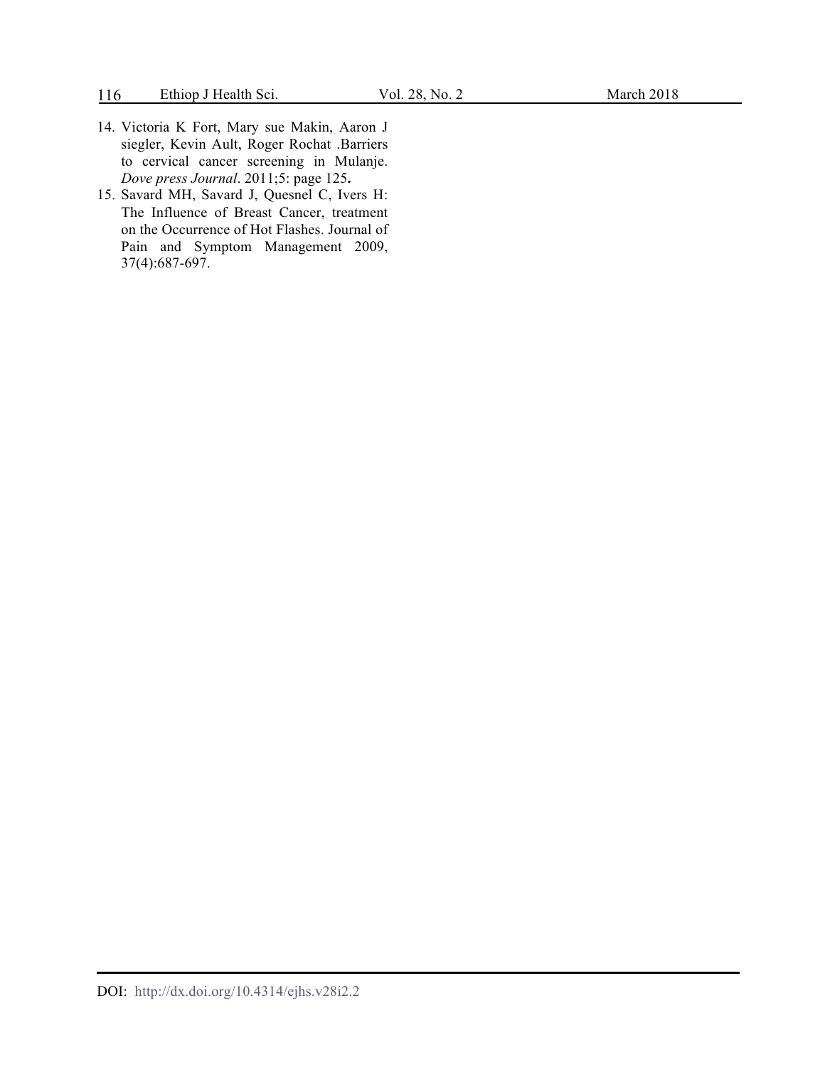14. Victoria K Fort, Mary sue Makin, Aaron J siegler, Kevin Ault, Roger Rochat .Barriers to cervical cancer screening in Mulanje. *Dove press Journal*. 2011;5: page 125**.**
15. Savard MH, Savard J, Quesnel C, Ivers H: The Influence of Breast Cancer, treatment on the Occurrence of Hot Flashes. Journal of Pain and Symptom Management 2009, 37(4):687-697.